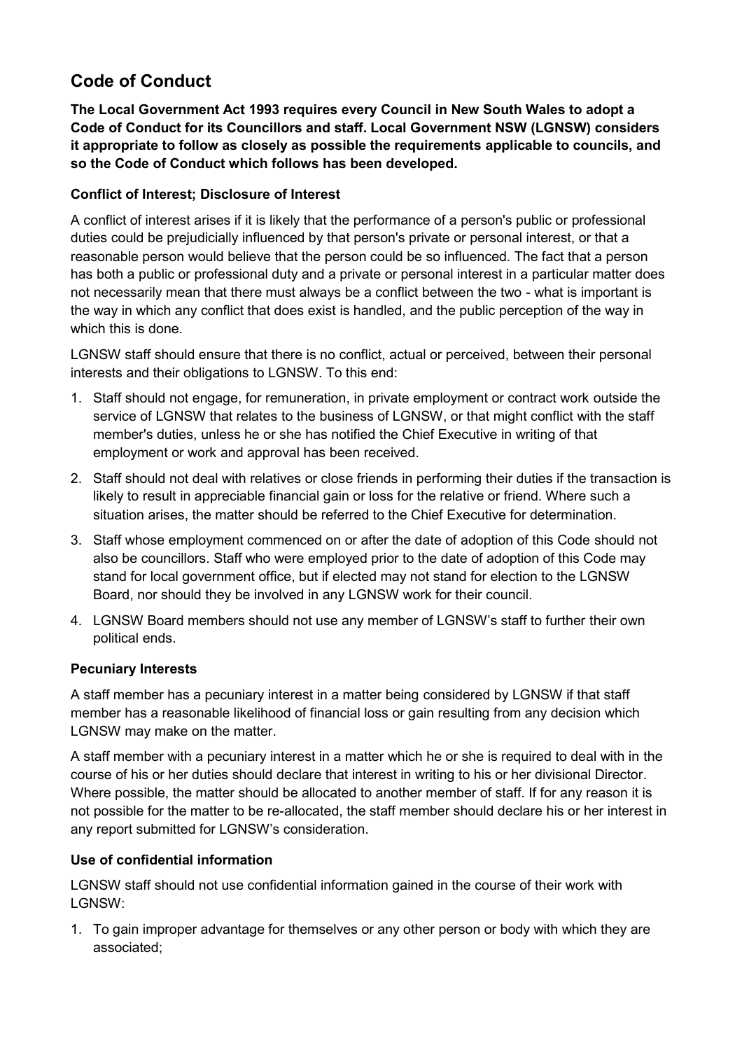## Code of Conduct

**The Local Government Act 1993 requires every Council in New South Wales to adopt a Code of Conduct for its Councillors and staff. Local Government NSW (LGNSW) considers it appropriate to follow as closely as possible the requirements applicable to councils, and so the Code of Conduct which follows has been developed.**

### Conflict of Interest; Disclosure of Interest

A conflict of interest arises if it is likely that the performance of a person's public or professional duties could be prejudicially influenced by that person's private or personal interest, or that a reasonable person would believe that the person could be so influenced. The fact that a person has both a public or professional duty and a private or personal interest in a particular matter does not necessarily mean that there must always be a conflict between the two - what is important is the way in which any conflict that does exist is handled, and the public perception of the way in which this is done.

LGNSW staff should ensure that there is no conflict, actual or perceived, between their personal interests and their obligations to LGNSW. To this end:

1. Staff should not engage, for remuneration, in private employment or contract work outside the service of LGNSW that relates to the business of LGNSW, or that might conflict with the staff member's duties, unless he or she has notified the Chief Executive in writing of that employment or work and approval has been received.
2. Staff should not deal with relatives or close friends in performing their duties if the transaction is likely to result in appreciable financial gain or loss for the relative or friend. Where such a situation arises, the matter should be referred to the Chief Executive for determination.
3. Staff whose employment commenced on or after the date of adoption of this Code should not also be councillors. Staff who were employed prior to the date of adoption of this Code may stand for local government office, but if elected may not stand for election to the LGNSW Board, nor should they be involved in any LGNSW work for their council.
4. LGNSW Board members should not use any member of LGNSW's staff to further their own political ends.

### Pecuniary Interests

A staff member has a pecuniary interest in a matter being considered by LGNSW if that staff member has a reasonable likelihood of financial loss or gain resulting from any decision which LGNSW may make on the matter.

A staff member with a pecuniary interest in a matter which he or she is required to deal with in the course of his or her duties should declare that interest in writing to his or her divisional Director. Where possible, the matter should be allocated to another member of staff. If for any reason it is not possible for the matter to be re-allocated, the staff member should declare his or her interest in any report submitted for LGNSW's consideration.

### Use of confidential information

LGNSW staff should not use confidential information gained in the course of their work with LGNSW:

1. To gain improper advantage for themselves or any other person or body with which they are associated;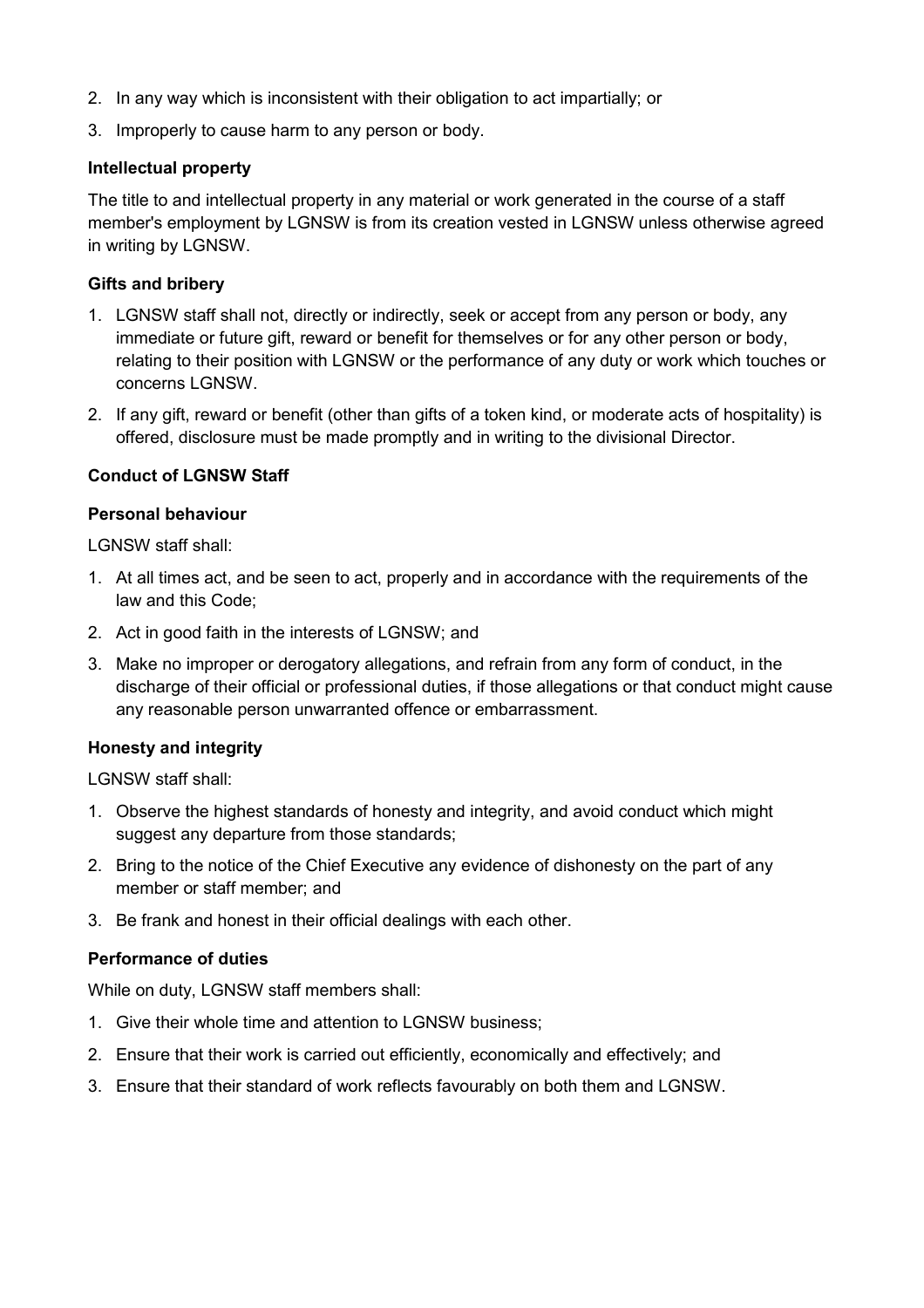2. In any way which is inconsistent with their obligation to act impartially; or
3. Improperly to cause harm to any person or body.

**Intellectual property**

The title to and intellectual property in any material or work generated in the course of a staff member's employment by LGNSW is from its creation vested in LGNSW unless otherwise agreed in writing by LGNSW.

**Gifts and bribery**

1. LGNSW staff shall not, directly or indirectly, seek or accept from any person or body, any immediate or future gift, reward or benefit for themselves or for any other person or body, relating to their position with LGNSW or the performance of any duty or work which touches or concerns LGNSW.
2. If any gift, reward or benefit (other than gifts of a token kind, or moderate acts of hospitality) is offered, disclosure must be made promptly and in writing to the divisional Director.

**Conduct of LGNSW Staff**

**Personal behaviour**

LGNSW staff shall:

1. At all times act, and be seen to act, properly and in accordance with the requirements of the law and this Code;
2. Act in good faith in the interests of LGNSW; and
3. Make no improper or derogatory allegations, and refrain from any form of conduct, in the discharge of their official or professional duties, if those allegations or that conduct might cause any reasonable person unwarranted offence or embarrassment.

**Honesty and integrity**

LGNSW staff shall:

1. Observe the highest standards of honesty and integrity, and avoid conduct which might suggest any departure from those standards;
2. Bring to the notice of the Chief Executive any evidence of dishonesty on the part of any member or staff member; and
3. Be frank and honest in their official dealings with each other.

**Performance of duties**

While on duty, LGNSW staff members shall:

1. Give their whole time and attention to LGNSW business;
2. Ensure that their work is carried out efficiently, economically and effectively; and
3. Ensure that their standard of work reflects favourably on both them and LGNSW.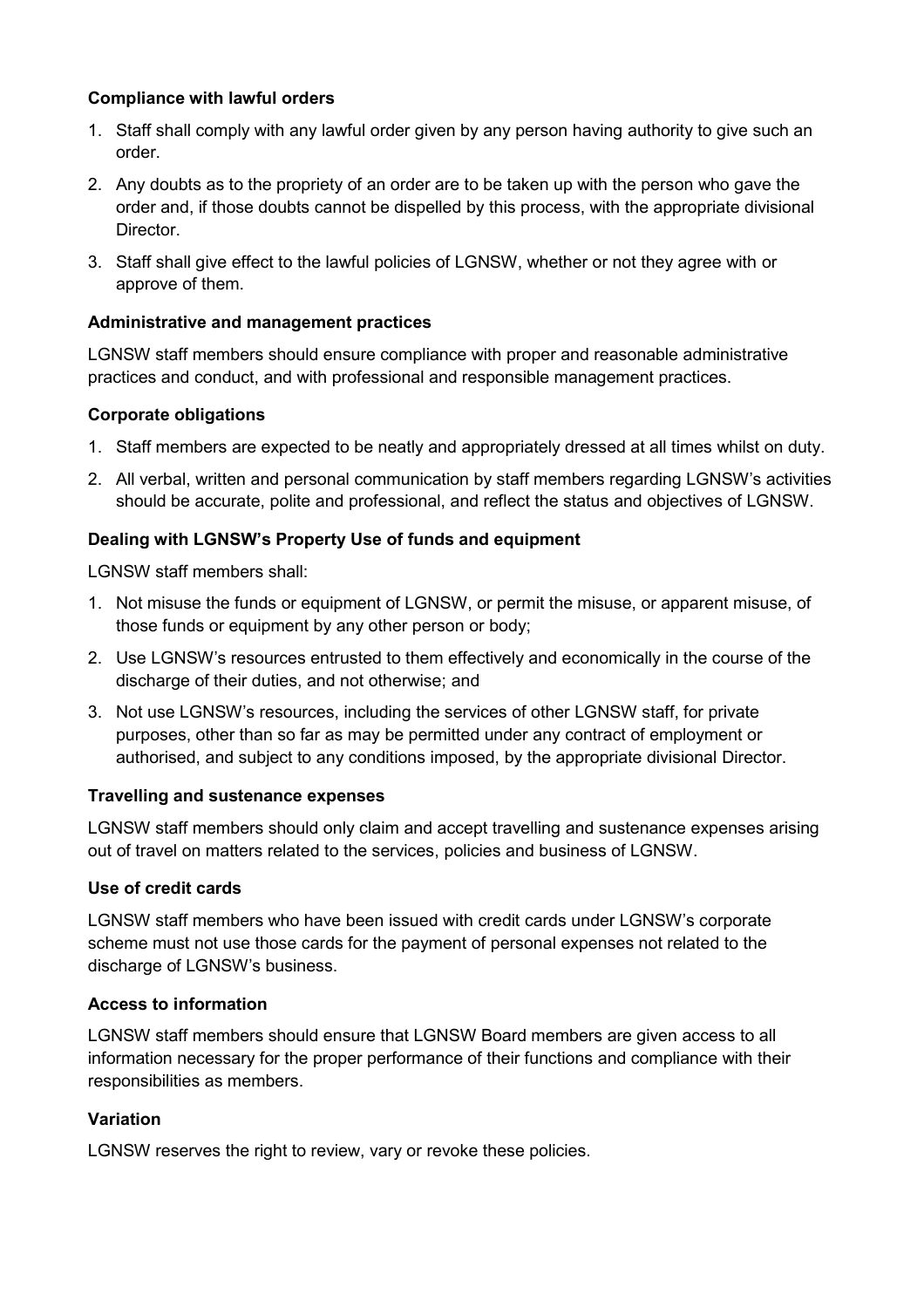**Compliance with lawful orders**

1. Staff shall comply with any lawful order given by any person having authority to give such an order.
2. Any doubts as to the propriety of an order are to be taken up with the person who gave the order and, if those doubts cannot be dispelled by this process, with the appropriate divisional Director.
3. Staff shall give effect to the lawful policies of LGNSW, whether or not they agree with or approve of them.

**Administrative and management practices**

LGNSW staff members should ensure compliance with proper and reasonable administrative practices and conduct, and with professional and responsible management practices.

**Corporate obligations**

1. Staff members are expected to be neatly and appropriately dressed at all times whilst on duty.
2. All verbal, written and personal communication by staff members regarding LGNSW's activities should be accurate, polite and professional, and reflect the status and objectives of LGNSW.

**Dealing with LGNSW's Property Use of funds and equipment**

LGNSW staff members shall:

1. Not misuse the funds or equipment of LGNSW, or permit the misuse, or apparent misuse, of those funds or equipment by any other person or body;
2. Use LGNSW's resources entrusted to them effectively and economically in the course of the discharge of their duties, and not otherwise; and
3. Not use LGNSW's resources, including the services of other LGNSW staff, for private purposes, other than so far as may be permitted under any contract of employment or authorised, and subject to any conditions imposed, by the appropriate divisional Director.

**Travelling and sustenance expenses**

LGNSW staff members should only claim and accept travelling and sustenance expenses arising out of travel on matters related to the services, policies and business of LGNSW.

**Use of credit cards**

LGNSW staff members who have been issued with credit cards under LGNSW's corporate scheme must not use those cards for the payment of personal expenses not related to the discharge of LGNSW's business.

**Access to information**

LGNSW staff members should ensure that LGNSW Board members are given access to all information necessary for the proper performance of their functions and compliance with their responsibilities as members.

**Variation**

LGNSW reserves the right to review, vary or revoke these policies.